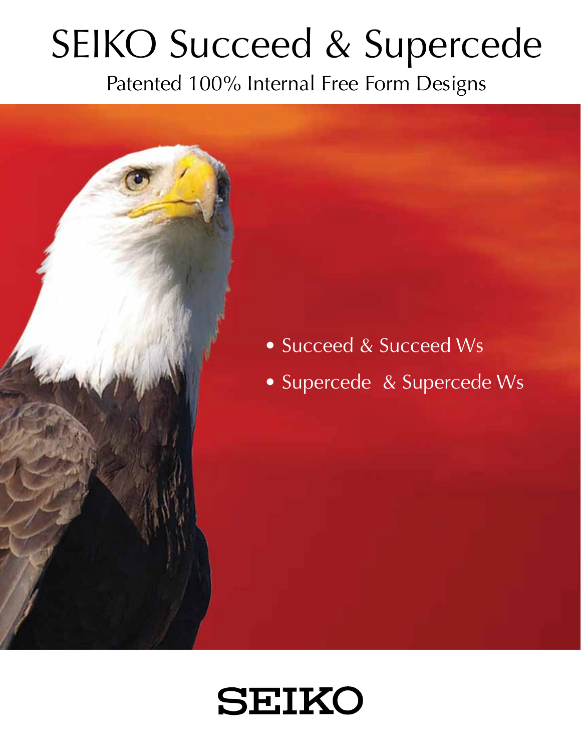# SEIKO Succeed & Supercede

## Patented 100% Internal Free Form Designs

- Succeed & Succeed Ws
- Supercede & Supercede Ws

SEIKO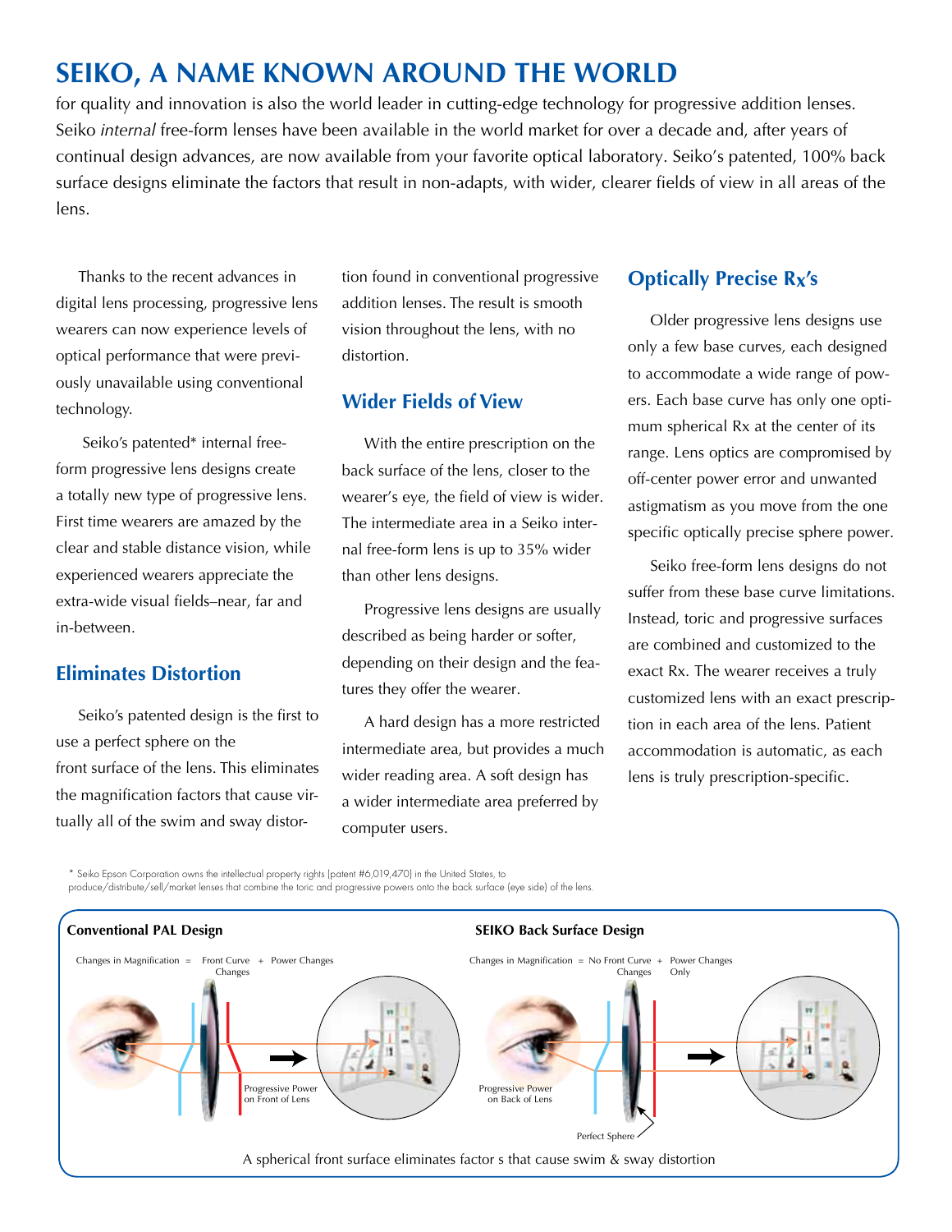# SEIKO, A NAME KNOWN AROUND THE WORLD

for quality and innovation is also the world leader in cutting-edge technology for progressive addition lenses. Seiko *internal* free-form lenses have been available in the world market for over a decade and, after years of continual design advances, are now available from your favorite optical laboratory. Seiko's patented, 100% back surface designs eliminate the factors that result in non-adapts, with wider, clearer fields of view in all areas of the lens.

Thanks to the recent advances in digital lens processing, progressive lens wearers can now experience levels of optical performance that were previously unavailable using conventional technology.

Seiko's patented* internal free-form progressive lens designs create a totally new type of progressive lens. First time wearers are amazed by the clear and stable distance vision, while experienced wearers appreciate the extra-wide visual fields–near, far and in-between.

## Eliminates Distortion

Seiko's patented design is the first to use a perfect sphere on the front surface of the lens. This eliminates the magnification factors that cause virtually all of the swim and sway distortion found in conventional progressive addition lenses. The result is smooth vision throughout the lens, with no distortion.

## Wider Fields of View

With the entire prescription on the back surface of the lens, closer to the wearer's eye, the field of view is wider. The intermediate area in a Seiko internal free-form lens is up to 35% wider than other lens designs.

Progressive lens designs are usually described as being harder or softer, depending on their design and the features they offer the wearer.

A hard design has a more restricted intermediate area, but provides a much wider reading area. A soft design has a wider intermediate area preferred by computer users.

## Optically Precise Rx's

Older progressive lens designs use only a few base curves, each designed to accommodate a wide range of powers. Each base curve has only one optimum spherical Rx at the center of its range. Lens optics are compromised by off-center power error and unwanted astigmatism as you move from the one specific optically precise sphere power.

Seiko free-form lens designs do not suffer from these base curve limitations. Instead, toric and progressive surfaces are combined and customized to the exact Rx. The wearer receives a truly customized lens with an exact prescription in each area of the lens. Patient accommodation is automatic, as each lens is truly prescription-specific.

\* Seiko Epson Corporation owns the intellectual property rights (patent #6,019,470) in the United States, to produce/distribute/sell/market lenses that combine the toric and progressive powers onto the back surface (eye side) of the lens.

**Conventional PAL Design**

Changes in Magnification = Front Curve Changes + Power Changes

Progressive Power on Front of Lens

**SEIKO Back Surface Design**

Changes in Magnification = No Front Curve Changes + Power Changes Only

Progressive Power on Back of Lens

Perfect Sphere

A spherical front surface eliminates factor s that cause swim & sway distortion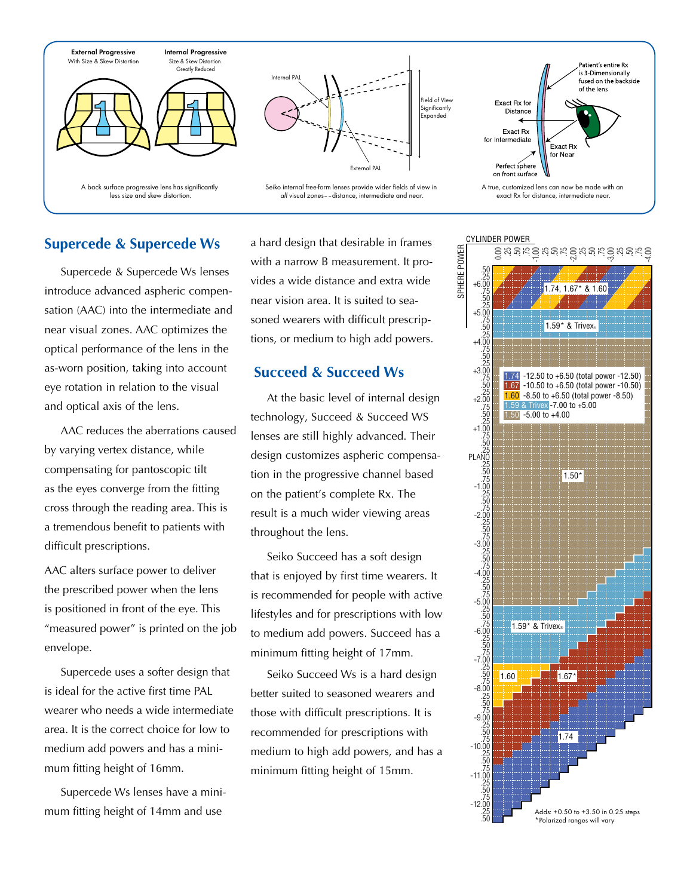External Progressive
With Size & Skew Distortion

Internal Progressive
Size & Skew Distortion Greatly Reduced

A back surface progressive lens has significantly less size and skew distortion.

Internal PAL

Field of View Significantly Expanded

External PAL

Seiko internal free-form lenses provide wider fields of view in *all* visual zones––distance, intermediate and near.

Patient's entire Rx is 3-Dimensionally fused on the backside of the lens

Exact Rx for Distance

Exact Rx for Intermediate

Exact Rx for Near

Perfect sphere on front surface

A true, customized lens can now be made with an exact Rx for distance, intermediate near.

## Supercede & Supercede Ws

Supercede & Supercede Ws lenses introduce advanced aspheric compensation (AAC) into the intermediate and near visual zones. AAC optimizes the optical performance of the lens in the as-worn position, taking into account eye rotation in relation to the visual and optical axis of the lens.

AAC reduces the aberrations caused by varying vertex distance, while compensating for pantoscopic tilt as the eyes converge from the fitting cross through the reading area. This is a tremendous benefit to patients with difficult prescriptions.

AAC alters surface power to deliver the prescribed power when the lens is positioned in front of the eye. This "measured power" is printed on the job envelope.

Supercede uses a softer design that is ideal for the active first time PAL wearer who needs a wide intermediate area. It is the correct choice for low to medium add powers and has a minimum fitting height of 16mm.

Supercede Ws lenses have a minimum fitting height of 14mm and use a hard design that desirable in frames with a narrow B measurement. It provides a wide distance and extra wide near vision area. It is suited to seasoned wearers with difficult prescriptions, or medium to high add powers.

## Succeed & Succeed Ws

At the basic level of internal design technology, Succeed & Succeed WS lenses are still highly advanced. Their design customizes aspheric compensation in the progressive channel based on the patient's complete Rx. The result is a much wider viewing areas throughout the lens.

Seiko Succeed has a soft design that is enjoyed by first time wearers. It is recommended for people with active lifestyles and for prescriptions with low to medium add powers. Succeed has a minimum fitting height of 17mm.

Seiko Succeed Ws is a hard design better suited to seasoned wearers and those with difficult prescriptions. It is recommended for prescriptions with medium to high add powers, and has a minimum fitting height of 15mm.

CYLINDER POWER / SPHERE POWER

| Material | Range |
|---|---|
| 1.74 | -12.50 to +6.50 (total power -12.50) |
| 1.67 | -10.50 to +6.50 (total power -10.50) |
| 1.60 | -8.50 to +6.50 (total power -8.50) |
| 1.59 & Trivex | -7.00 to +5.00 |
| 1.50 | -5.00 to +4.00 |

Chart zones: 1.74, 1.67* & 1.60; 1.59* & Trivex®; 1.50*; 1.59* & Trivex®; 1.60; 1.67*; 1.74

Adds: +0.50 to +3.50 in 0.25 steps
*Polarized ranges will vary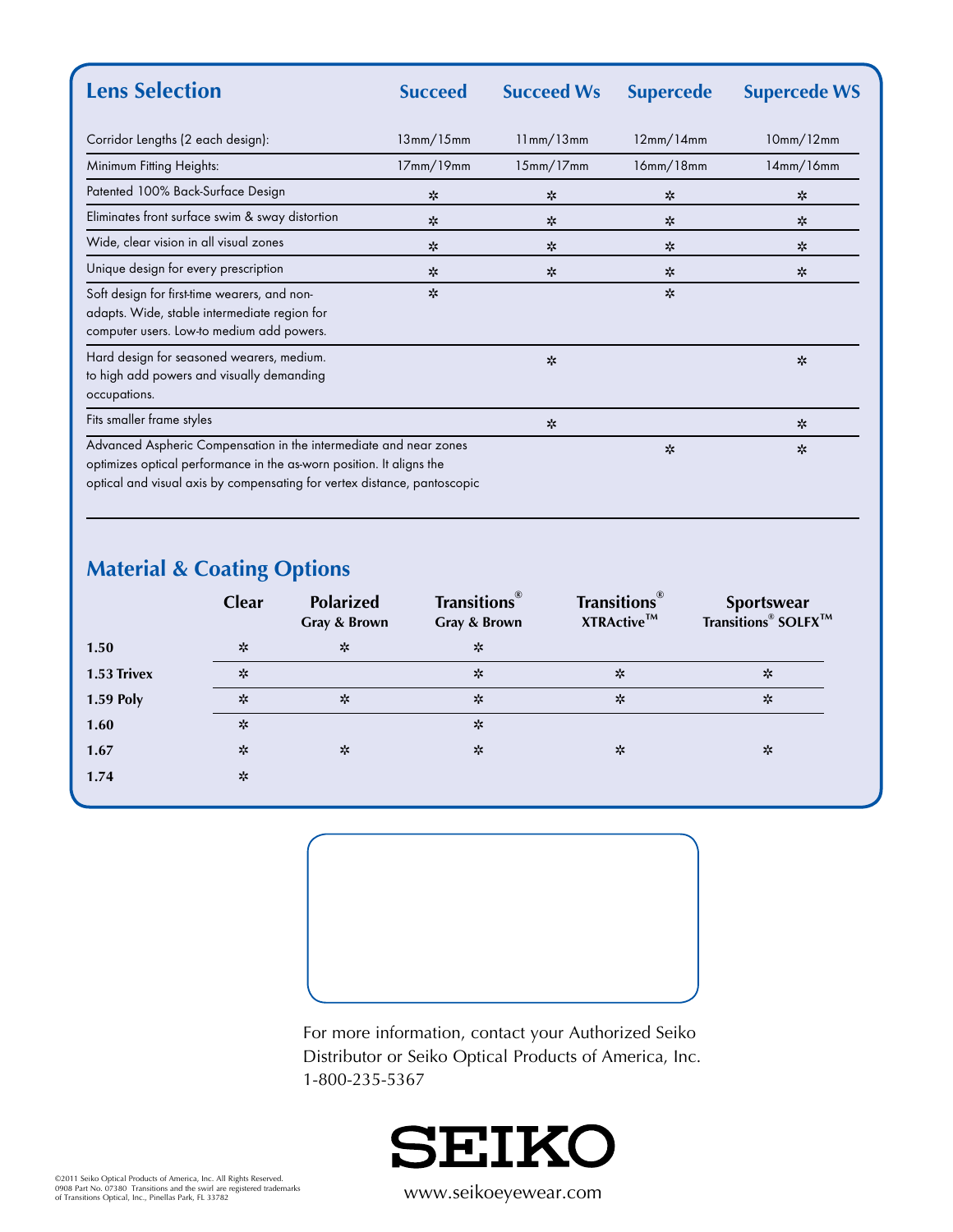## Lens Selection

| Lens Selection | Succeed | Succeed Ws | Supercede | Supercede WS |
|---|---|---|---|---|
| Corridor Lengths (2 each design): | 13mm/15mm | 11mm/13mm | 12mm/14mm | 10mm/12mm |
| Minimum Fitting Heights: | 17mm/19mm | 15mm/17mm | 16mm/18mm | 14mm/16mm |
| Patented 100% Back-Surface Design | ✲ | ✲ | ✲ | ✲ |
| Eliminates front surface swim & sway distortion | ✲ | ✲ | ✲ | ✲ |
| Wide, clear vision in all visual zones | ✲ | ✲ | ✲ | ✲ |
| Unique design for every prescription | ✲ | ✲ | ✲ | ✲ |
| Soft design for first-time wearers, and non-adapts. Wide, stable intermediate region for computer users. Low-to medium add powers. | ✲ | | ✲ | |
| Hard design for seasoned wearers, medium. to high add powers and visually demanding occupations. | | ✲ | | ✲ |
| Fits smaller frame styles | | ✲ | | ✲ |
| Advanced Aspheric Compensation in the intermediate and near zones optimizes optical performance in the as-worn position. It aligns the optical and visual axis by compensating for vertex distance, pantoscopic | | | ✲ | ✲ |

## Material & Coating Options

| | Clear | Polarized Gray & Brown | Transitions® Gray & Brown | Transitions® XTRActive™ | Sportswear Transitions® SOLFX™ |
|---|---|---|---|---|---|
| **1.50** | ✲ | ✲ | ✲ | | |
| **1.53 Trivex** | ✲ | | ✲ | ✲ | ✲ |
| **1.59 Poly** | ✲ | ✲ | ✲ | ✲ | ✲ |
| **1.60** | ✲ | | ✲ | | |
| **1.67** | ✲ | ✲ | ✲ | ✲ | ✲ |
| **1.74** | ✲ | | | | |

For more information, contact your Authorized Seiko Distributor or Seiko Optical Products of America, Inc.
1-800-235-5367

SEIKO

www.seikoeyewear.com

©2011 Seiko Optical Products of America, Inc. All Rights Reserved.
0908 Part No. 07380 Transitions and the swirl are registered trademarks of Transitions Optical, Inc., Pinellas Park, FL 33782